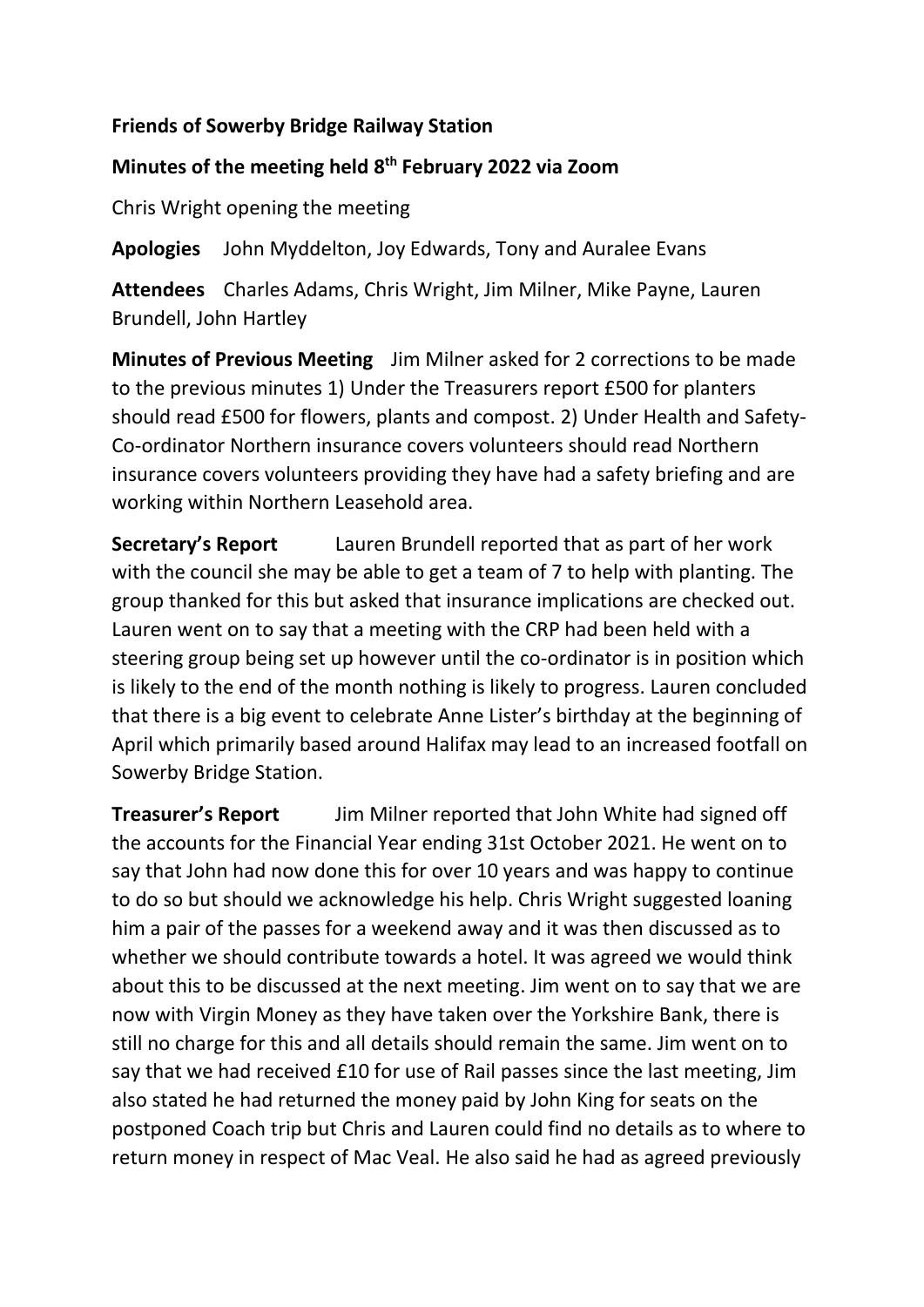**Friends of Sowerby Bridge Railway Station**

**Minutes of the meeting held 8th February 2022 via Zoom**

Chris Wright opening the meeting

**Apologies** John Myddelton, Joy Edwards, Tony and Auralee Evans

**Attendees** Charles Adams, Chris Wright, Jim Milner, Mike Payne, Lauren Brundell, John Hartley

**Minutes of Previous Meeting** Jim Milner asked for 2 corrections to be made to the previous minutes 1) Under the Treasurers report £500 for planters should read £500 for flowers, plants and compost. 2) Under Health and Safety-Co-ordinator Northern insurance covers volunteers should read Northern insurance covers volunteers providing they have had a safety briefing and are working within Northern Leasehold area.

**Secretary's Report** Lauren Brundell reported that as part of her work with the council she may be able to get a team of 7 to help with planting. The group thanked for this but asked that insurance implications are checked out. Lauren went on to say that a meeting with the CRP had been held with a steering group being set up however until the co-ordinator is in position which is likely to the end of the month nothing is likely to progress. Lauren concluded that there is a big event to celebrate Anne Lister's birthday at the beginning of April which primarily based around Halifax may lead to an increased footfall on Sowerby Bridge Station.

**Treasurer's Report** Jim Milner reported that John White had signed off the accounts for the Financial Year ending 31st October 2021. He went on to say that John had now done this for over 10 years and was happy to continue to do so but should we acknowledge his help. Chris Wright suggested loaning him a pair of the passes for a weekend away and it was then discussed as to whether we should contribute towards a hotel. It was agreed we would think about this to be discussed at the next meeting. Jim went on to say that we are now with Virgin Money as they have taken over the Yorkshire Bank, there is still no charge for this and all details should remain the same. Jim went on to say that we had received £10 for use of Rail passes since the last meeting, Jim also stated he had returned the money paid by John King for seats on the postponed Coach trip but Chris and Lauren could find no details as to where to return money in respect of Mac Veal. He also said he had as agreed previously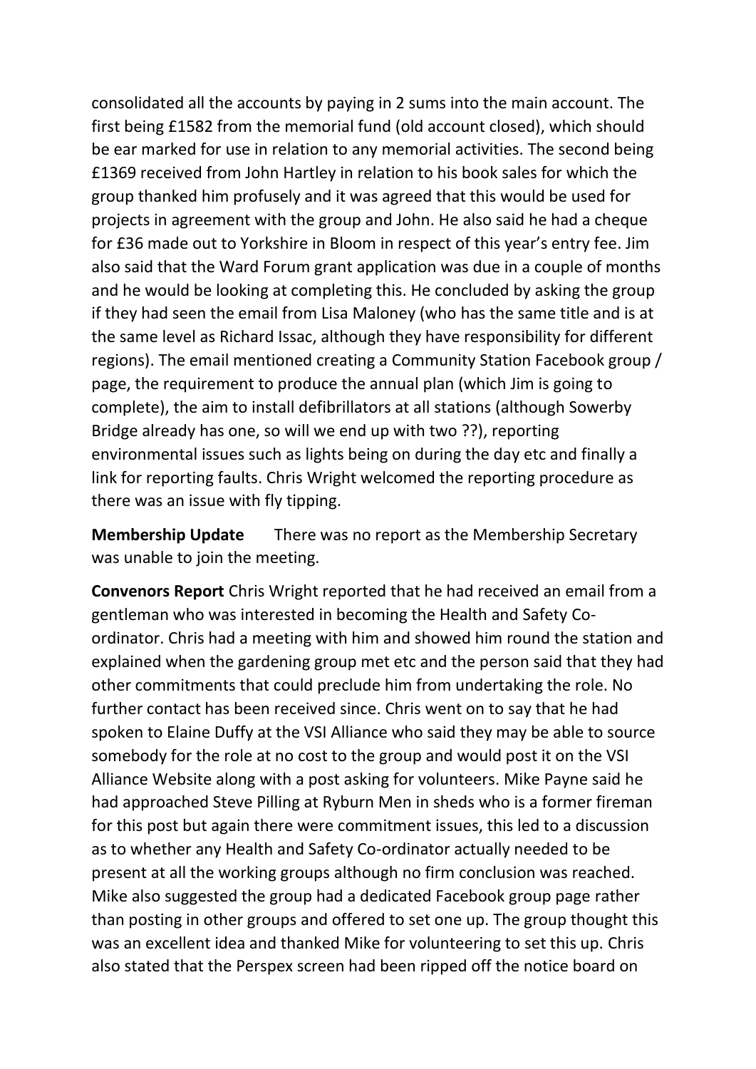consolidated all the accounts by paying in 2 sums into the main account. The first being £1582 from the memorial fund (old account closed), which should be ear marked for use in relation to any memorial activities. The second being £1369 received from John Hartley in relation to his book sales for which the group thanked him profusely and it was agreed that this would be used for projects in agreement with the group and John. He also said he had a cheque for £36 made out to Yorkshire in Bloom in respect of this year's entry fee. Jim also said that the Ward Forum grant application was due in a couple of months and he would be looking at completing this. He concluded by asking the group if they had seen the email from Lisa Maloney (who has the same title and is at the same level as Richard Issac, although they have responsibility for different regions). The email mentioned creating a Community Station Facebook group / page, the requirement to produce the annual plan (which Jim is going to complete), the aim to install defibrillators at all stations (although Sowerby Bridge already has one, so will we end up with two ??), reporting environmental issues such as lights being on during the day etc and finally a link for reporting faults. Chris Wright welcomed the reporting procedure as there was an issue with fly tipping.

**Membership Update** There was no report as the Membership Secretary was unable to join the meeting.

**Convenors Report** Chris Wright reported that he had received an email from a gentleman who was interested in becoming the Health and Safety Co-ordinator. Chris had a meeting with him and showed him round the station and explained when the gardening group met etc and the person said that they had other commitments that could preclude him from undertaking the role. No further contact has been received since. Chris went on to say that he had spoken to Elaine Duffy at the VSI Alliance who said they may be able to source somebody for the role at no cost to the group and would post it on the VSI Alliance Website along with a post asking for volunteers. Mike Payne said he had approached Steve Pilling at Ryburn Men in sheds who is a former fireman for this post but again there were commitment issues, this led to a discussion as to whether any Health and Safety Co-ordinator actually needed to be present at all the working groups although no firm conclusion was reached. Mike also suggested the group had a dedicated Facebook group page rather than posting in other groups and offered to set one up. The group thought this was an excellent idea and thanked Mike for volunteering to set this up. Chris also stated that the Perspex screen had been ripped off the notice board on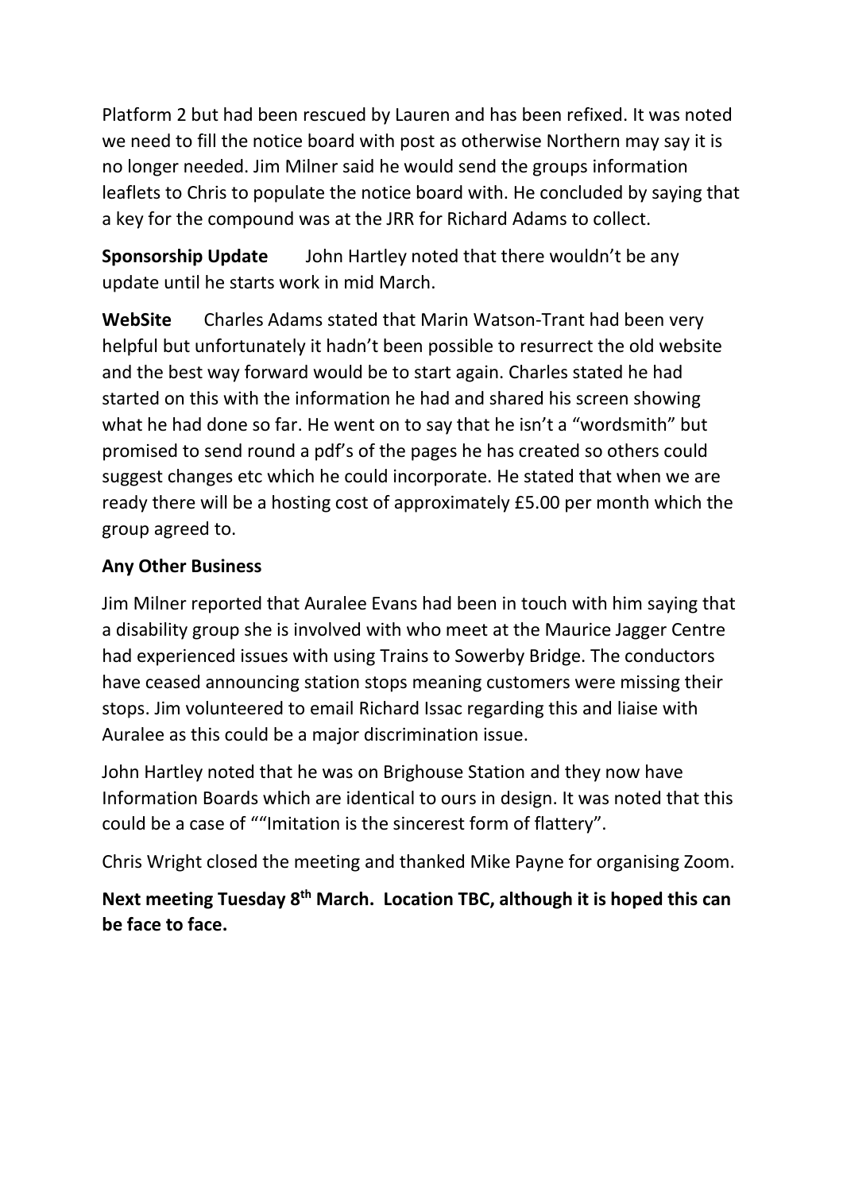Platform 2 but had been rescued by Lauren and has been refixed. It was noted we need to fill the notice board with post as otherwise Northern may say it is no longer needed. Jim Milner said he would send the groups information leaflets to Chris to populate the notice board with. He concluded by saying that a key for the compound was at the JRR for Richard Adams to collect.

**Sponsorship Update** John Hartley noted that there wouldn't be any update until he starts work in mid March.

**WebSite** Charles Adams stated that Marin Watson-Trant had been very helpful but unfortunately it hadn't been possible to resurrect the old website and the best way forward would be to start again. Charles stated he had started on this with the information he had and shared his screen showing what he had done so far. He went on to say that he isn't a "wordsmith" but promised to send round a pdf's of the pages he has created so others could suggest changes etc which he could incorporate. He stated that when we are ready there will be a hosting cost of approximately £5.00 per month which the group agreed to.

**Any Other Business**

Jim Milner reported that Auralee Evans had been in touch with him saying that a disability group she is involved with who meet at the Maurice Jagger Centre had experienced issues with using Trains to Sowerby Bridge. The conductors have ceased announcing station stops meaning customers were missing their stops. Jim volunteered to email Richard Issac regarding this and liaise with Auralee as this could be a major discrimination issue.

John Hartley noted that he was on Brighouse Station and they now have Information Boards which are identical to ours in design. It was noted that this could be a case of ""Imitation is the sincerest form of flattery".

Chris Wright closed the meeting and thanked Mike Payne for organising Zoom.

**Next meeting Tuesday 8th March. Location TBC, although it is hoped this can be face to face.**